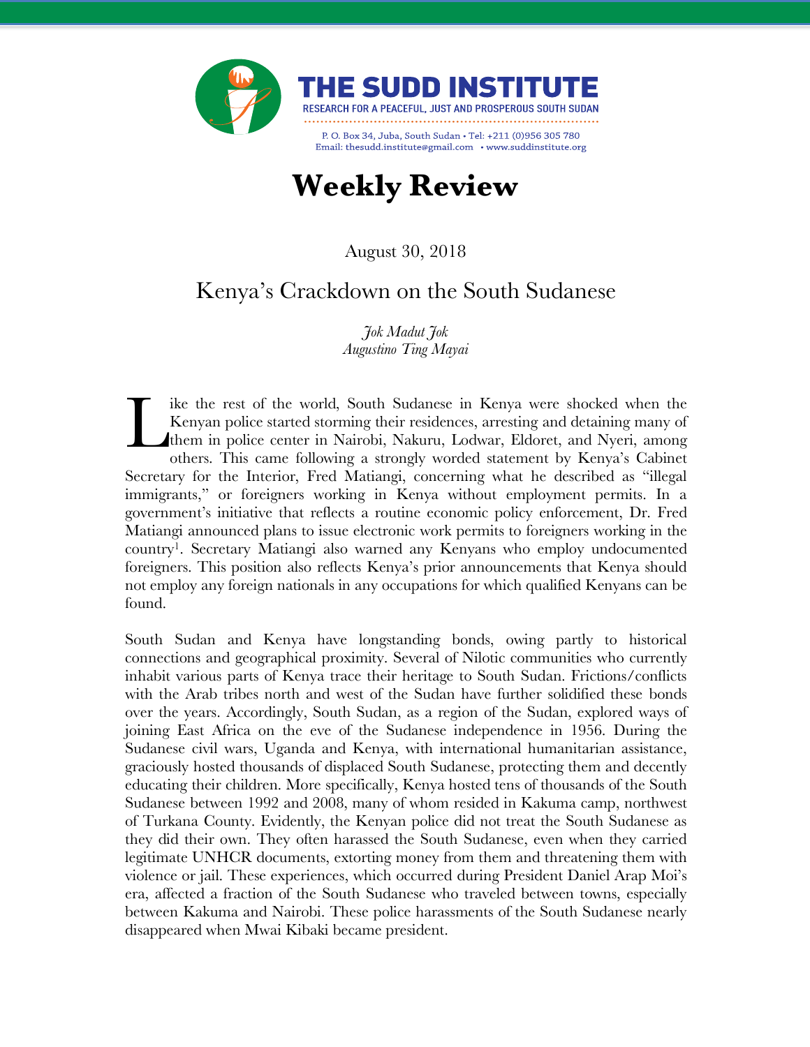THE SUDD INSTITUTE

RESEARCH FOR A PEACEFUL, JUST AND PROSPEROUS SOUTH SUDAN

P. O. Box 34, Juba, South Sudan • Tel: +211 (0)956 305 780
Email: thesudd.institute@gmail.com • www.suddinstitute.org

# Weekly Review

August 30, 2018

## Kenya's Crackdown on the South Sudanese

*Jok Madut Jok*
*Augustino Ting Mayai*

Like the rest of the world, South Sudanese in Kenya were shocked when the Kenyan police started storming their residences, arresting and detaining many of them in police center in Nairobi, Nakuru, Lodwar, Eldoret, and Nyeri, among others. This came following a strongly worded statement by Kenya's Cabinet Secretary for the Interior, Fred Matiangi, concerning what he described as "illegal immigrants," or foreigners working in Kenya without employment permits. In a government's initiative that reflects a routine economic policy enforcement, Dr. Fred Matiangi announced plans to issue electronic work permits to foreigners working in the country[1]. Secretary Matiangi also warned any Kenyans who employ undocumented foreigners. This position also reflects Kenya's prior announcements that Kenya should not employ any foreign nationals in any occupations for which qualified Kenyans can be found.

South Sudan and Kenya have longstanding bonds, owing partly to historical connections and geographical proximity. Several of Nilotic communities who currently inhabit various parts of Kenya trace their heritage to South Sudan. Frictions/conflicts with the Arab tribes north and west of the Sudan have further solidified these bonds over the years. Accordingly, South Sudan, as a region of the Sudan, explored ways of joining East Africa on the eve of the Sudanese independence in 1956. During the Sudanese civil wars, Uganda and Kenya, with international humanitarian assistance, graciously hosted thousands of displaced South Sudanese, protecting them and decently educating their children. More specifically, Kenya hosted tens of thousands of the South Sudanese between 1992 and 2008, many of whom resided in Kakuma camp, northwest of Turkana County. Evidently, the Kenyan police did not treat the South Sudanese as they did their own. They often harassed the South Sudanese, even when they carried legitimate UNHCR documents, extorting money from them and threatening them with violence or jail. These experiences, which occurred during President Daniel Arap Moi's era, affected a fraction of the South Sudanese who traveled between towns, especially between Kakuma and Nairobi. These police harassments of the South Sudanese nearly disappeared when Mwai Kibaki became president.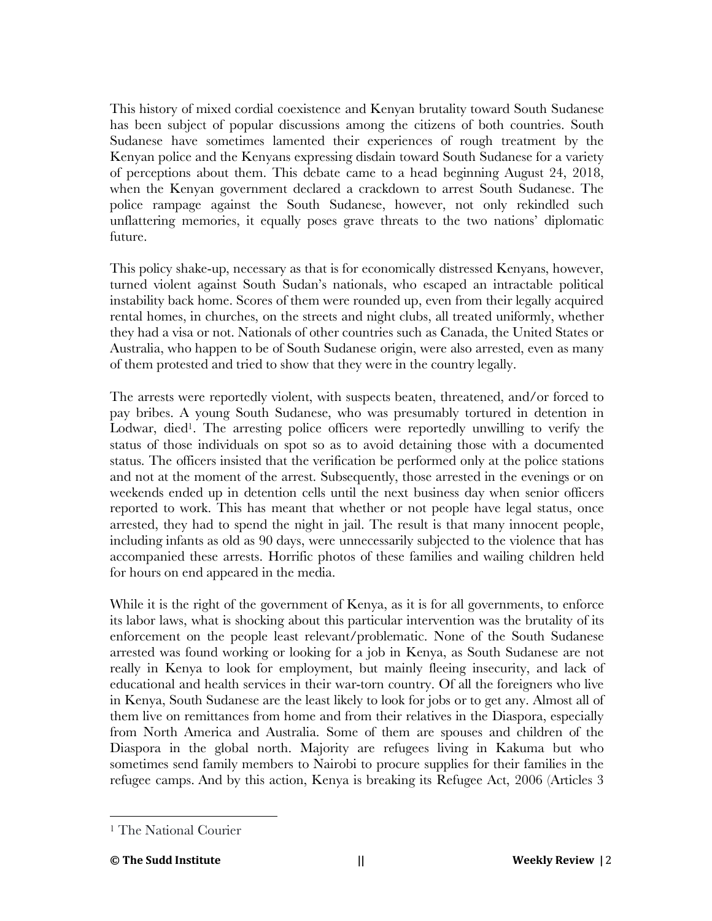This history of mixed cordial coexistence and Kenyan brutality toward South Sudanese has been subject of popular discussions among the citizens of both countries. South Sudanese have sometimes lamented their experiences of rough treatment by the Kenyan police and the Kenyans expressing disdain toward South Sudanese for a variety of perceptions about them. This debate came to a head beginning August 24, 2018, when the Kenyan government declared a crackdown to arrest South Sudanese. The police rampage against the South Sudanese, however, not only rekindled such unflattering memories, it equally poses grave threats to the two nations' diplomatic future.

This policy shake-up, necessary as that is for economically distressed Kenyans, however, turned violent against South Sudan's nationals, who escaped an intractable political instability back home. Scores of them were rounded up, even from their legally acquired rental homes, in churches, on the streets and night clubs, all treated uniformly, whether they had a visa or not. Nationals of other countries such as Canada, the United States or Australia, who happen to be of South Sudanese origin, were also arrested, even as many of them protested and tried to show that they were in the country legally.

The arrests were reportedly violent, with suspects beaten, threatened, and/or forced to pay bribes. A young South Sudanese, who was presumably tortured in detention in Lodwar, died[1]. The arresting police officers were reportedly unwilling to verify the status of those individuals on spot so as to avoid detaining those with a documented status. The officers insisted that the verification be performed only at the police stations and not at the moment of the arrest. Subsequently, those arrested in the evenings or on weekends ended up in detention cells until the next business day when senior officers reported to work. This has meant that whether or not people have legal status, once arrested, they had to spend the night in jail. The result is that many innocent people, including infants as old as 90 days, were unnecessarily subjected to the violence that has accompanied these arrests. Horrific photos of these families and wailing children held for hours on end appeared in the media.

While it is the right of the government of Kenya, as it is for all governments, to enforce its labor laws, what is shocking about this particular intervention was the brutality of its enforcement on the people least relevant/problematic. None of the South Sudanese arrested was found working or looking for a job in Kenya, as South Sudanese are not really in Kenya to look for employment, but mainly fleeing insecurity, and lack of educational and health services in their war-torn country. Of all the foreigners who live in Kenya, South Sudanese are the least likely to look for jobs or to get any. Almost all of them live on remittances from home and from their relatives in the Diaspora, especially from North America and Australia. Some of them are spouses and children of the Diaspora in the global north. Majority are refugees living in Kakuma but who sometimes send family members to Nairobi to procure supplies for their families in the refugee camps. And by this action, Kenya is breaking its Refugee Act, 2006 (Articles 3

---

[1] The National Courier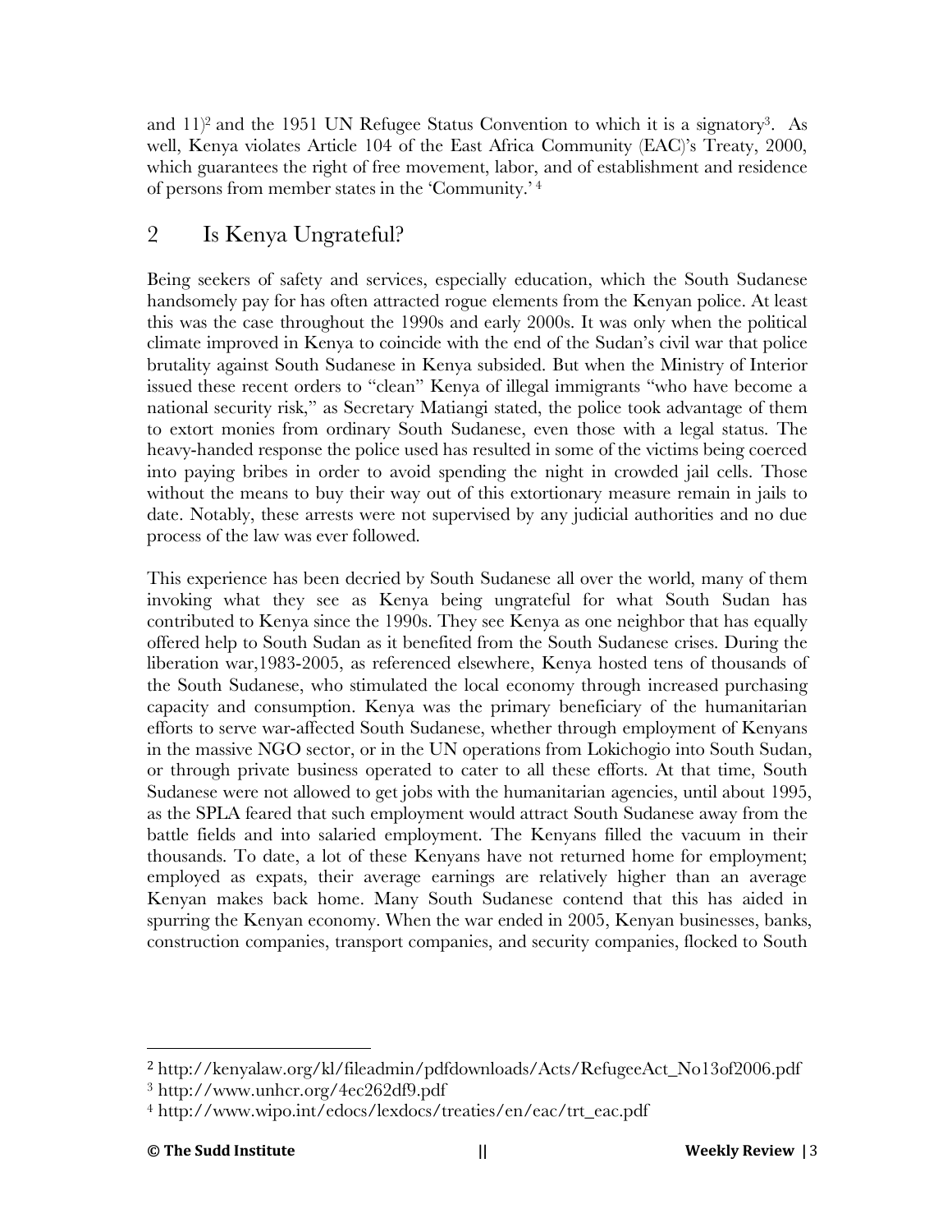and 11)[2] and the 1951 UN Refugee Status Convention to which it is a signatory[3]. As well, Kenya violates Article 104 of the East Africa Community (EAC)'s Treaty, 2000, which guarantees the right of free movement, labor, and of establishment and residence of persons from member states in the 'Community.'[4]

## 2 Is Kenya Ungrateful?

Being seekers of safety and services, especially education, which the South Sudanese handsomely pay for has often attracted rogue elements from the Kenyan police. At least this was the case throughout the 1990s and early 2000s. It was only when the political climate improved in Kenya to coincide with the end of the Sudan's civil war that police brutality against South Sudanese in Kenya subsided. But when the Ministry of Interior issued these recent orders to "clean" Kenya of illegal immigrants "who have become a national security risk," as Secretary Matiangi stated, the police took advantage of them to extort monies from ordinary South Sudanese, even those with a legal status. The heavy-handed response the police used has resulted in some of the victims being coerced into paying bribes in order to avoid spending the night in crowded jail cells. Those without the means to buy their way out of this extortionary measure remain in jails to date. Notably, these arrests were not supervised by any judicial authorities and no due process of the law was ever followed.

This experience has been decried by South Sudanese all over the world, many of them invoking what they see as Kenya being ungrateful for what South Sudan has contributed to Kenya since the 1990s. They see Kenya as one neighbor that has equally offered help to South Sudan as it benefited from the South Sudanese crises. During the liberation war,1983-2005, as referenced elsewhere, Kenya hosted tens of thousands of the South Sudanese, who stimulated the local economy through increased purchasing capacity and consumption. Kenya was the primary beneficiary of the humanitarian efforts to serve war-affected South Sudanese, whether through employment of Kenyans in the massive NGO sector, or in the UN operations from Lokichogio into South Sudan, or through private business operated to cater to all these efforts. At that time, South Sudanese were not allowed to get jobs with the humanitarian agencies, until about 1995, as the SPLA feared that such employment would attract South Sudanese away from the battle fields and into salaried employment. The Kenyans filled the vacuum in their thousands. To date, a lot of these Kenyans have not returned home for employment; employed as expats, their average earnings are relatively higher than an average Kenyan makes back home. Many South Sudanese contend that this has aided in spurring the Kenyan economy. When the war ended in 2005, Kenyan businesses, banks, construction companies, transport companies, and security companies, flocked to South

---

[2] http://kenyalaw.org/kl/fileadmin/pdfdownloads/Acts/RefugeeAct_No13of2006.pdf

[3] http://www.unhcr.org/4ec262df9.pdf

[4] http://www.wipo.int/edocs/lexdocs/treaties/en/eac/trt_eac.pdf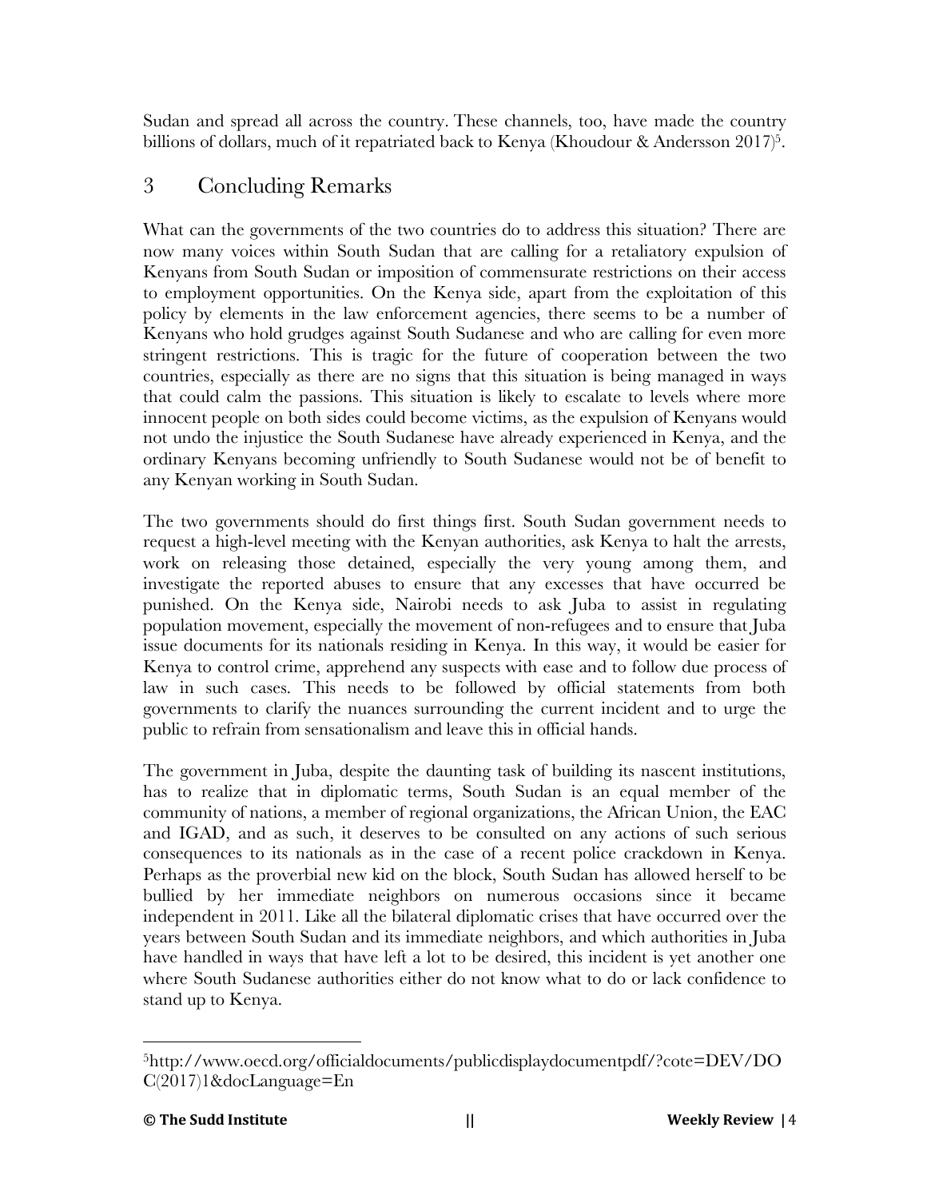Sudan and spread all across the country. These channels, too, have made the country billions of dollars, much of it repatriated back to Kenya (Khoudour & Andersson 2017)[5].

## 3 Concluding Remarks

What can the governments of the two countries do to address this situation? There are now many voices within South Sudan that are calling for a retaliatory expulsion of Kenyans from South Sudan or imposition of commensurate restrictions on their access to employment opportunities. On the Kenya side, apart from the exploitation of this policy by elements in the law enforcement agencies, there seems to be a number of Kenyans who hold grudges against South Sudanese and who are calling for even more stringent restrictions. This is tragic for the future of cooperation between the two countries, especially as there are no signs that this situation is being managed in ways that could calm the passions. This situation is likely to escalate to levels where more innocent people on both sides could become victims, as the expulsion of Kenyans would not undo the injustice the South Sudanese have already experienced in Kenya, and the ordinary Kenyans becoming unfriendly to South Sudanese would not be of benefit to any Kenyan working in South Sudan.

The two governments should do first things first. South Sudan government needs to request a high-level meeting with the Kenyan authorities, ask Kenya to halt the arrests, work on releasing those detained, especially the very young among them, and investigate the reported abuses to ensure that any excesses that have occurred be punished. On the Kenya side, Nairobi needs to ask Juba to assist in regulating population movement, especially the movement of non-refugees and to ensure that Juba issue documents for its nationals residing in Kenya. In this way, it would be easier for Kenya to control crime, apprehend any suspects with ease and to follow due process of law in such cases. This needs to be followed by official statements from both governments to clarify the nuances surrounding the current incident and to urge the public to refrain from sensationalism and leave this in official hands.

The government in Juba, despite the daunting task of building its nascent institutions, has to realize that in diplomatic terms, South Sudan is an equal member of the community of nations, a member of regional organizations, the African Union, the EAC and IGAD, and as such, it deserves to be consulted on any actions of such serious consequences to its nationals as in the case of a recent police crackdown in Kenya. Perhaps as the proverbial new kid on the block, South Sudan has allowed herself to be bullied by her immediate neighbors on numerous occasions since it became independent in 2011. Like all the bilateral diplomatic crises that have occurred over the years between South Sudan and its immediate neighbors, and which authorities in Juba have handled in ways that have left a lot to be desired, this incident is yet another one where South Sudanese authorities either do not know what to do or lack confidence to stand up to Kenya.

---

[5] http://www.oecd.org/officialdocuments/publicdisplaydocumentpdf/?cote=DEV/DOC(2017)1&docLanguage=En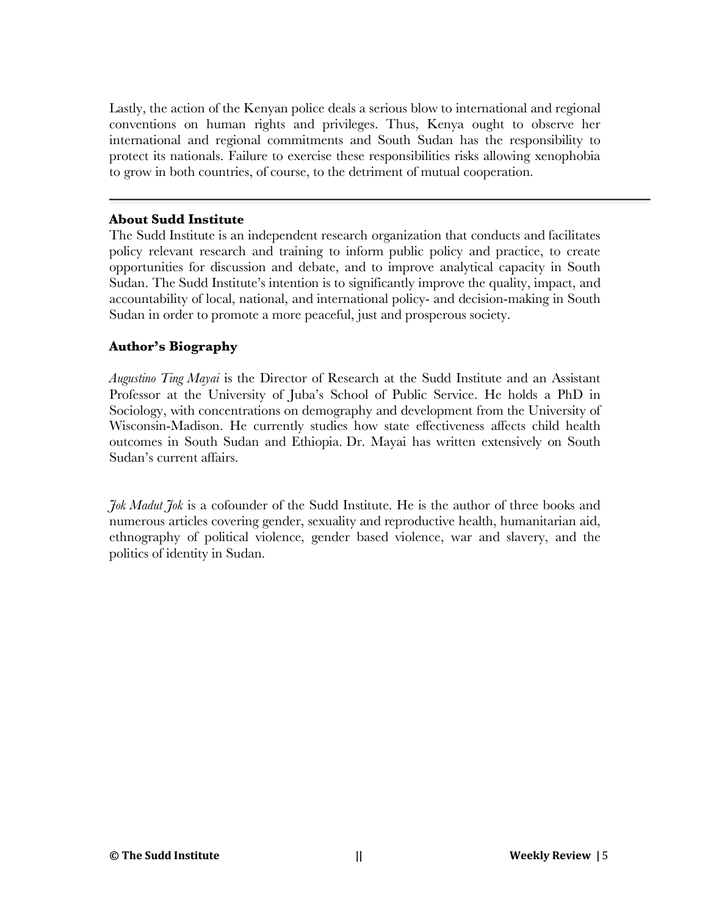Lastly, the action of the Kenyan police deals a serious blow to international and regional conventions on human rights and privileges. Thus, Kenya ought to observe her international and regional commitments and South Sudan has the responsibility to protect its nationals. Failure to exercise these responsibilities risks allowing xenophobia to grow in both countries, of course, to the detriment of mutual cooperation.

---

### About Sudd Institute

The Sudd Institute is an independent research organization that conducts and facilitates policy relevant research and training to inform public policy and practice, to create opportunities for discussion and debate, and to improve analytical capacity in South Sudan. The Sudd Institute's intention is to significantly improve the quality, impact, and accountability of local, national, and international policy- and decision-making in South Sudan in order to promote a more peaceful, just and prosperous society.

### Author's Biography

*Augustino Ting Mayai* is the Director of Research at the Sudd Institute and an Assistant Professor at the University of Juba's School of Public Service. He holds a PhD in Sociology, with concentrations on demography and development from the University of Wisconsin-Madison. He currently studies how state effectiveness affects child health outcomes in South Sudan and Ethiopia. Dr. Mayai has written extensively on South Sudan's current affairs.

*Jok Madut Jok* is a cofounder of the Sudd Institute. He is the author of three books and numerous articles covering gender, sexuality and reproductive health, humanitarian aid, ethnography of political violence, gender based violence, war and slavery, and the politics of identity in Sudan.